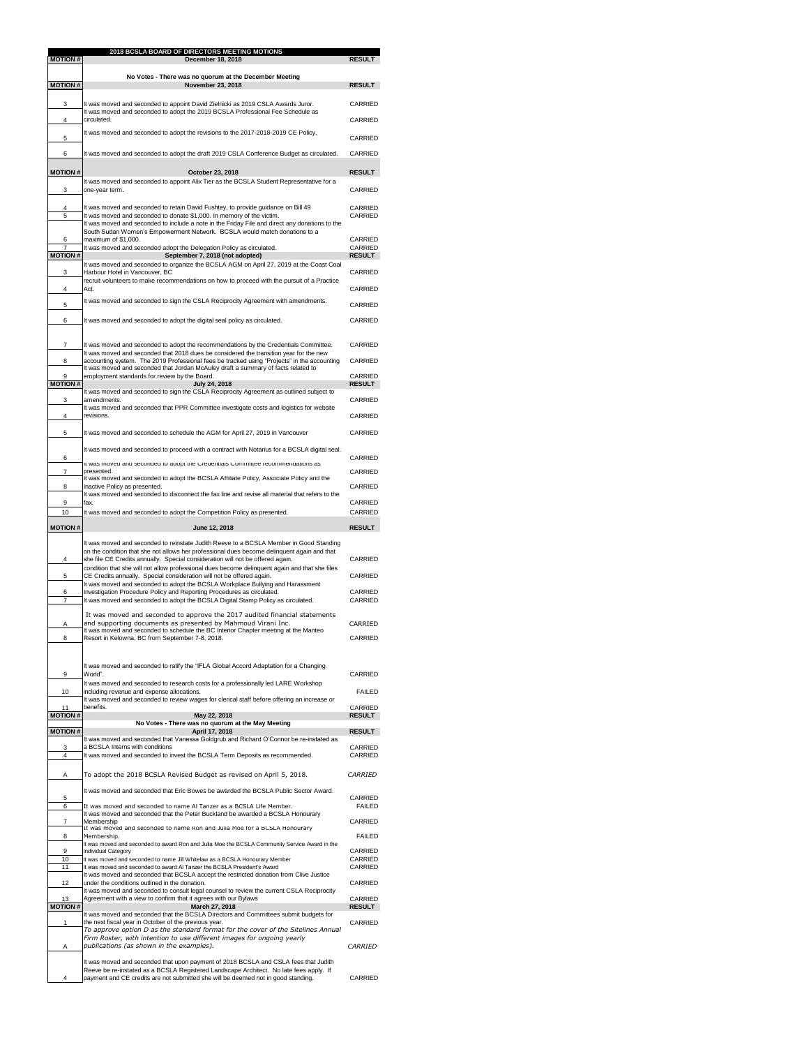# 2018 BCSLA BOARD OF DIRECTORS MEETING MOTIONS

| MOTION # | December 18, 2018 | RESULT |
|---|---|---|
| | No Votes - There was no quorum at the December Meeting | |
| **MOTION #** | **November 23, 2018** | **RESULT** |
| 3 | It was moved and seconded to appoint David Zielnicki as 2019 CSLA Awards Juror. | CARRIED |
| 4 | It was moved and seconded to adopt the 2019 BCSLA Professional Fee Schedule as circulated. | CARRIED |
| 5 | It was moved and seconded to adopt the revisions to the 2017-2018-2019 CE Policy. | CARRIED |
| 6 | It was moved and seconded to adopt the draft 2019 CSLA Conference Budget as circulated. | CARRIED |
| **MOTION #** | **October 23, 2018** | **RESULT** |
| 3 | It was moved and seconded to appoint Alix Tier as the BCSLA Student Representative for a one-year term. | CARRIED |
| 4 | It was moved and seconded to retain David Fushtey, to provide guidance on Bill 49 | CARRIED |
| 5 | It was moved and seconded to donate $1,000. In memory of the victim. | CARRIED |
| 6 | It was moved and seconded to include a note in the Friday File and direct any donations to the South Sudan Women's Empowerment Network. BCSLA would match donations to a maximum of $1,000. | CARRIED |
| 7 | It was moved and seconded adopt the Delegation Policy as circulated. | CARRIED |
| **MOTION #** | **September 7, 2018 (not adopted)** | **RESULT** |
| 3 | It was moved and seconded to organize the BCSLA AGM on April 27, 2019 at the Coast Coal Harbour Hotel in Vancouver, BC | CARRIED |
| 4 | recruit volunteers to make recommendations on how to proceed with the pursuit of a Practice Act. | CARRIED |
| 5 | It was moved and seconded to sign the CSLA Reciprocity Agreement with amendments. | CARRIED |
| 6 | It was moved and seconded to adopt the digital seal policy as circulated. | CARRIED |
| 7 | It was moved and seconded to adopt the recommendations by the Credentials Committee. | CARRIED |
| 8 | It was moved and seconded that 2018 dues be considered the transition year for the new accounting system. The 2019 Professional fees be tracked using "Projects" in the accounting | CARRIED |
| 9 | It was moved and seconded that Jordan McAuley draft a summary of facts related to employment standards for review by the Board. | CARRIED |
| **MOTION #** | **July 24, 2018** | **RESULT** |
| 3 | It was moved and seconded to sign the CSLA Reciprocity Agreement as outlined subject to amendments. | CARRIED |
| 4 | It was moved and seconded that PPR Committee investigate costs and logistics for website revisions. | CARRIED |
| 5 | It was moved and seconded to schedule the AGM for April 27, 2019 in Vancouver | CARRIED |
| 6 | It was moved and seconded to proceed with a contract with Notarius for a BCSLA digital seal. | CARRIED |
| 7 | It was moved and seconded to adopt the Credentials Committee recommendations as presented. | CARRIED |
| 8 | It was moved and seconded to adopt the BCSLA Affiliate Policy, Associate Policy and the Inactive Policy as presented. | CARRIED |
| 9 | It was moved and seconded to disconnect the fax line and revise all material that refers to the fax. | CARRIED |
| 10 | It was moved and seconded to adopt the Competition Policy as presented. | CARRIED |
| **MOTION #** | **June 12, 2018** | **RESULT** |
| 4 | It was moved and seconded to reinstate Judith Reeve to a BCSLA Member in Good Standing on the condition that she not allows her professional dues become delinquent again and that she file CE Credits annually. Special consideration will not be offered again. | CARRIED |
| 5 | condition that she will not allow professional dues become delinquent again and that she files CE Credits annually. Special consideration will not be offered again. | CARRIED |
| 6 | It was moved and seconded to adopt the BCSLA Workplace Bullying and Harassment Investigation Procedure Policy and Reporting Procedures as circulated. | CARRIED |
| 7 | It was moved and seconded to adopt the BCSLA Digital Stamp Policy as circulated. | CARRIED |
| A | It was moved and seconded to approve the 2017 audited financial statements and supporting documents as presented by Mahmoud Virani Inc. | CARRIED |
| 8 | It was moved and seconded to schedule the BC Interior Chapter meeting at the Manteo Resort in Kelowna, BC from September 7-8, 2018. | CARRIED |
| 9 | It was moved and seconded to ratify the "IFLA Global Accord Adaptation for a Changing World". | CARRIED |
| 10 | It was moved and seconded to research costs for a professionally led LARE Workshop including revenue and expense allocations. | FAILED |
| 11 | It was moved and seconded to review wages for clerical staff before offering an increase or benefits. | CARRIED |
| **MOTION #** | **May 22, 2018** | **RESULT** |
| | No Votes - There was no quorum at the May Meeting | |
| **MOTION #** | **April 17, 2018** | **RESULT** |
| 3 | It was moved and seconded that Vanessa Goldgrub and Richard O'Connor be re-instated as a BCSLA Interns with conditions | CARRIED |
| 4 | It was moved and seconded to invest the BCSLA Term Deposits as recommended. | CARRIED |
| A | To adopt the 2018 BCSLA Revised Budget as revised on April 5, 2018. | *CARRIED* |
| 5 | It was moved and seconded that Eric Bowes be awarded the BCSLA Public Sector Award. | CARRIED |
| 6 | It was moved and seconded to name Al Tanzer as a BCSLA Life Member. | FAILED |
| 7 | It was moved and seconded that the Peter Buckland be awarded a BCSLA Honourary Membership | CARRIED |
| 8 | It was moved and seconded to name Ron and Julia Moe for a BCSLA Honourary Membership. | FAILED |
| 9 | It was moved and seconded to award Ron and Julia Moe the BCSLA Community Service Award in the Individual Category | CARRIED |
| 10 | It was moved and seconded to name Jill Whitelaw as a BCSLA Honourary Member | CARRIED |
| 11 | It was moved and seconded to award Al Tanzer the BCSLA President's Award | CARRIED |
| 12 | It was moved and seconded that BCSLA accept the restricted donation from Clive Justice under the conditions outlined in the donation. | CARRIED |
| 13 | It was moved and seconded to consult legal counsel to review the current CSLA Reciprocity Agreement with a view to confirm that it agrees with our Bylaws | CARRIED |
| **MOTION #** | **March 27, 2018** | **RESULT** |
| 1 | It was moved and seconded that the BCSLA Directors and Committees submit budgets for the next fiscal year in October of the previous year. | CARRIED |
| A | *To approve option D as the standard format for the cover of the Sitelines Annual Firm Roster, with intention to use different images for ongoing yearly publications (as shown in the examples).* | *CARRIED* |
| 4 | It was moved and seconded that upon payment of 2018 BCSLA and CSLA fees that Judith Reeve be re-instated as a BCSLA Registered Landscape Architect. No late fees apply. If payment and CE credits are not submitted she will be deemed not in good standing. | CARRIED |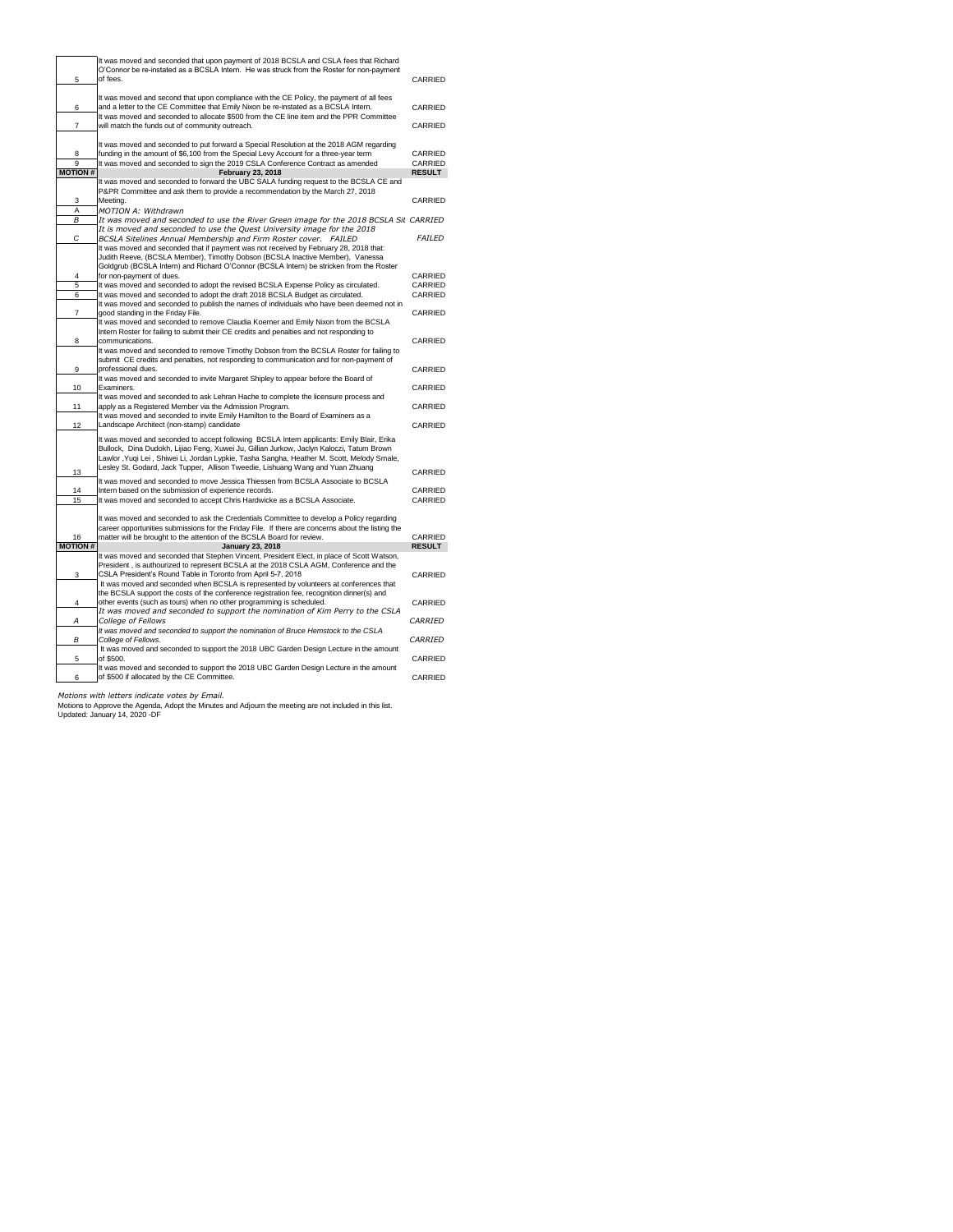| | | |
|---|---|---|
| 5 | It was moved and seconded that upon payment of 2018 BCSLA and CSLA fees that Richard O'Connor be re-instated as a BCSLA Intern. He was struck from the Roster for non-payment of fees. | CARRIED |
| 6 | It was moved and second that upon compliance with the CE Policy, the payment of all fees and a letter to the CE Committee that Emily Nixon be re-instated as a BCSLA Intern. | CARRIED |
| 7 | It was moved and seconded to allocate $500 from the CE line item and the PPR Committee will match the funds out of community outreach. | CARRIED |
| 8 | It was moved and seconded to put forward a Special Resolution at the 2018 AGM regarding funding in the amount of $6,100 from the Special Levy Account for a three-year term | CARRIED |
| 9 | It was moved and seconded to sign the 2019 CSLA Conference Contract as amended | CARRIED |
| **MOTION #** | **February 23, 2018** | **RESULT** |
| 3 | It was moved and seconded to forward the UBC SALA funding request to the BCSLA CE and P&PR Committee and ask them to provide a recommendation by the March 27, 2018 Meeting. | CARRIED |
| A | *MOTION A: Withdrawn* | |
| *B* | *It was moved and seconded to use the River Green image for the 2018 BCSLA Sit* | *CARRIED* |
| *C* | *It is moved and seconded to use the Quest University image for the 2018 BCSLA Sitelines Annual Membership and Firm Roster cover. FAILED* | *FAILED* |
| 4 | It was moved and seconded that if payment was not received by February 28, 2018 that: Judith Reeve, (BCSLA Member), Timothy Dobson (BCSLA Inactive Member), Vanessa Goldgrub (BCSLA Intern) and Richard O'Connor (BCSLA Intern) be stricken from the Roster for non-payment of dues. | CARRIED |
| 5 | It was moved and seconded to adopt the revised BCSLA Expense Policy as circulated. | CARRIED |
| 6 | It was moved and seconded to adopt the draft 2018 BCSLA Budget as circulated. | CARRIED |
| 7 | It was moved and seconded to publish the names of individuals who have been deemed not in good standing in the Friday File. | CARRIED |
| 8 | It was moved and seconded to remove Claudia Koerner and Emily Nixon from the BCSLA Intern Roster for failing to submit their CE credits and penalties and not responding to communications. | CARRIED |
| 9 | It was moved and seconded to remove Timothy Dobson from the BCSLA Roster for failing to submit CE credits and penalties, not responding to communication and for non-payment of professional dues. | CARRIED |
| 10 | It was moved and seconded to invite Margaret Shipley to appear before the Board of Examiners. | CARRIED |
| 11 | It was moved and seconded to ask Lehran Hache to complete the licensure process and apply as a Registered Member via the Admission Program. | CARRIED |
| 12 | It was moved and seconded to invite Emily Hamilton to the Board of Examiners as a Landscape Architect (non-stamp) candidate | CARRIED |
| 13 | It was moved and seconded to accept following BCSLA Intern applicants: Emily Blair, Erika Bullock, Dina Dudokh, Lijiao Feng, Xuwei Ju, Gillian Jurkow, Jaclyn Kaloczi, Tatum Brown Lawlor ,Yuqi Lei , Shiwei Li, Jordan Lypkie, Tasha Sangha, Heather M. Scott, Melody Smale, Lesley St. Godard, Jack Tupper, Allison Tweedie, Lishuang Wang and Yuan Zhuang | CARRIED |
| 14 | It was moved and seconded to move Jessica Thiessen from BCSLA Associate to BCSLA Intern based on the submission of experience records. | CARRIED |
| 15 | It was moved and seconded to accept Chris Hardwicke as a BCSLA Associate. | CARRIED |
| 16 | It was moved and seconded to ask the Credentials Committee to develop a Policy regarding career opportunities submissions for the Friday File. If there are concerns about the listing the matter will be brought to the attention of the BCSLA Board for review. | CARRIED |
| **MOTION #** | **January 23, 2018** | **RESULT** |
| 3 | It was moved and seconded that Stephen Vincent, President Elect, in place of Scott Watson, President , is authourized to represent BCSLA at the 2018 CSLA AGM, Conference and the CSLA President's Round Table in Toronto from April 5-7, 2018 | CARRIED |
| 4 | It was moved and seconded when BCSLA is represented by volunteers at conferences that the BCSLA support the costs of the conference registration fee, recognition dinner(s) and other events (such as tours) when no other programming is scheduled. | CARRIED |
| *A* | *It was moved and seconded to support the nomination of Kim Perry to the CSLA College of Fellows* | *CARRIED* |
| *B* | *It was moved and seconded to support the nomination of Bruce Hemstock to the CSLA College of Fellows.* | *CARRIED* |
| 5 | It was moved and seconded to support the 2018 UBC Garden Design Lecture in the amount of $500. | CARRIED |
| 6 | It was moved and seconded to support the 2018 UBC Garden Design Lecture in the amount of $500 if allocated by the CE Committee. | CARRIED |

*Motions with letters indicate votes by Email.*

Motions to Approve the Agenda, Adopt the Minutes and Adjourn the meeting are not included in this list.

Updated: January 14, 2020 -DF